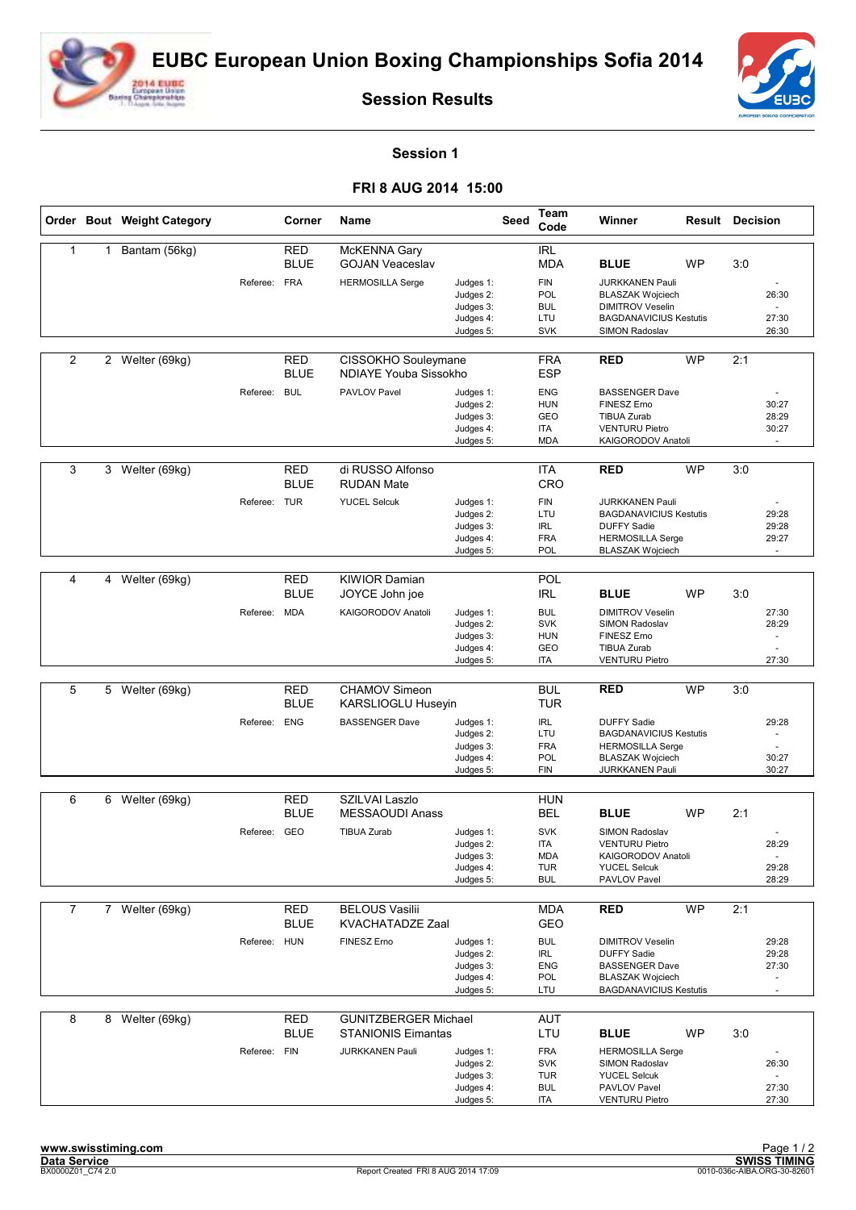# EUBC European Union Boxing Championships Sofia 2014

## Session Results

### Session 1

### FRI 8 AUG 2014 15:00

| Order | Bout | Weight Category | Corner | Name | Seed | Team Code | Winner | Result | Decision |
|---|---|---|---|---|---|---|---|---|---|
| 1 | 1 | Bantam (56kg) | RED | McKENNA Gary | | IRL | | | |
| | | | BLUE | GOJAN Veaceslav | | MDA | BLUE | WP | 3:0 |
| | | Referee: | FRA | HERMOSILLA Serge | Judges 1: | FIN | JURKKANEN Pauli | | - |
| | | | | | Judges 2: | POL | BLASZAK Wojciech | | 26:30 |
| | | | | | Judges 3: | BUL | DIMITROV Veselin | | - |
| | | | | | Judges 4: | LTU | BAGDANAVICIUS Kestutis | | 27:30 |
| | | | | | Judges 5: | SVK | SIMON Radoslav | | 26:30 |
| 2 | 2 | Welter (69kg) | RED | CISSOKHO Souleymane | | FRA | RED | WP | 2:1 |
| | | | BLUE | NDIAYE Youba Sissokho | | ESP | | | |
| | | Referee: | BUL | PAVLOV Pavel | Judges 1: | ENG | BASSENGER Dave | | - |
| | | | | | Judges 2: | HUN | FINESZ Erno | | 30:27 |
| | | | | | Judges 3: | GEO | TIBUA Zurab | | 28:29 |
| | | | | | Judges 4: | ITA | VENTURU Pietro | | 30:27 |
| | | | | | Judges 5: | MDA | KAIGORODOV Anatoli | | - |
| 3 | 3 | Welter (69kg) | RED | di RUSSO Alfonso | | ITA | RED | WP | 3:0 |
| | | | BLUE | RUDAN Mate | | CRO | | | |
| | | Referee: | TUR | YUCEL Selcuk | Judges 1: | FIN | JURKKANEN Pauli | | - |
| | | | | | Judges 2: | LTU | BAGDANAVICIUS Kestutis | | 29:28 |
| | | | | | Judges 3: | IRL | DUFFY Sadie | | 29:28 |
| | | | | | Judges 4: | FRA | HERMOSILLA Serge | | 29:27 |
| | | | | | Judges 5: | POL | BLASZAK Wojciech | | - |
| 4 | 4 | Welter (69kg) | RED | KIWIOR Damian | | POL | | | |
| | | | BLUE | JOYCE John joe | | IRL | BLUE | WP | 3:0 |
| | | Referee: | MDA | KAIGORODOV Anatoli | Judges 1: | BUL | DIMITROV Veselin | | 27:30 |
| | | | | | Judges 2: | SVK | SIMON Radoslav | | 28:29 |
| | | | | | Judges 3: | HUN | FINESZ Erno | | - |
| | | | | | Judges 4: | GEO | TIBUA Zurab | | - |
| | | | | | Judges 5: | ITA | VENTURU Pietro | | 27:30 |
| 5 | 5 | Welter (69kg) | RED | CHAMOV Simeon | | BUL | RED | WP | 3:0 |
| | | | BLUE | KARSLIOGLU Huseyin | | TUR | | | |
| | | Referee: | ENG | BASSENGER Dave | Judges 1: | IRL | DUFFY Sadie | | 29:28 |
| | | | | | Judges 2: | LTU | BAGDANAVICIUS Kestutis | | - |
| | | | | | Judges 3: | FRA | HERMOSILLA Serge | | - |
| | | | | | Judges 4: | POL | BLASZAK Wojciech | | 30:27 |
| | | | | | Judges 5: | FIN | JURKKANEN Pauli | | 30:27 |
| 6 | 6 | Welter (69kg) | RED | SZILVAI Laszlo | | HUN | | | |
| | | | BLUE | MESSAOUDI Anass | | BEL | BLUE | WP | 2:1 |
| | | Referee: | GEO | TIBUA Zurab | Judges 1: | SVK | SIMON Radoslav | | - |
| | | | | | Judges 2: | ITA | VENTURU Pietro | | 28:29 |
| | | | | | Judges 3: | MDA | KAIGORODOV Anatoli | | - |
| | | | | | Judges 4: | TUR | YUCEL Selcuk | | 29:28 |
| | | | | | Judges 5: | BUL | PAVLOV Pavel | | 28:29 |
| 7 | 7 | Welter (69kg) | RED | BELOUS Vasilii | | MDA | RED | WP | 2:1 |
| | | | BLUE | KVACHATADZE Zaal | | GEO | | | |
| | | Referee: | HUN | FINESZ Erno | Judges 1: | BUL | DIMITROV Veselin | | 29:28 |
| | | | | | Judges 2: | IRL | DUFFY Sadie | | 29:28 |
| | | | | | Judges 3: | ENG | BASSENGER Dave | | 27:30 |
| | | | | | Judges 4: | POL | BLASZAK Wojciech | | - |
| | | | | | Judges 5: | LTU | BAGDANAVICIUS Kestutis | | - |
| 8 | 8 | Welter (69kg) | RED | GUNITZBERGER Michael | | AUT | | | |
| | | | BLUE | STANIONIS Eimantas | | LTU | BLUE | WP | 3:0 |
| | | Referee: | FIN | JURKKANEN Pauli | Judges 1: | FRA | HERMOSILLA Serge | | - |
| | | | | | Judges 2: | SVK | SIMON Radoslav | | 26:30 |
| | | | | | Judges 3: | TUR | YUCEL Selcuk | | - |
| | | | | | Judges 4: | BUL | PAVLOV Pavel | | 27:30 |
| | | | | | Judges 5: | ITA | VENTURU Pietro | | 27:30 |

www.swisstiming.com
Data Service
BX0000Z01_C74 2.0

Report Created FRI 8 AUG 2014 17:09

SWISS TIMING
0010-036c-AIBA.ORG-30-82601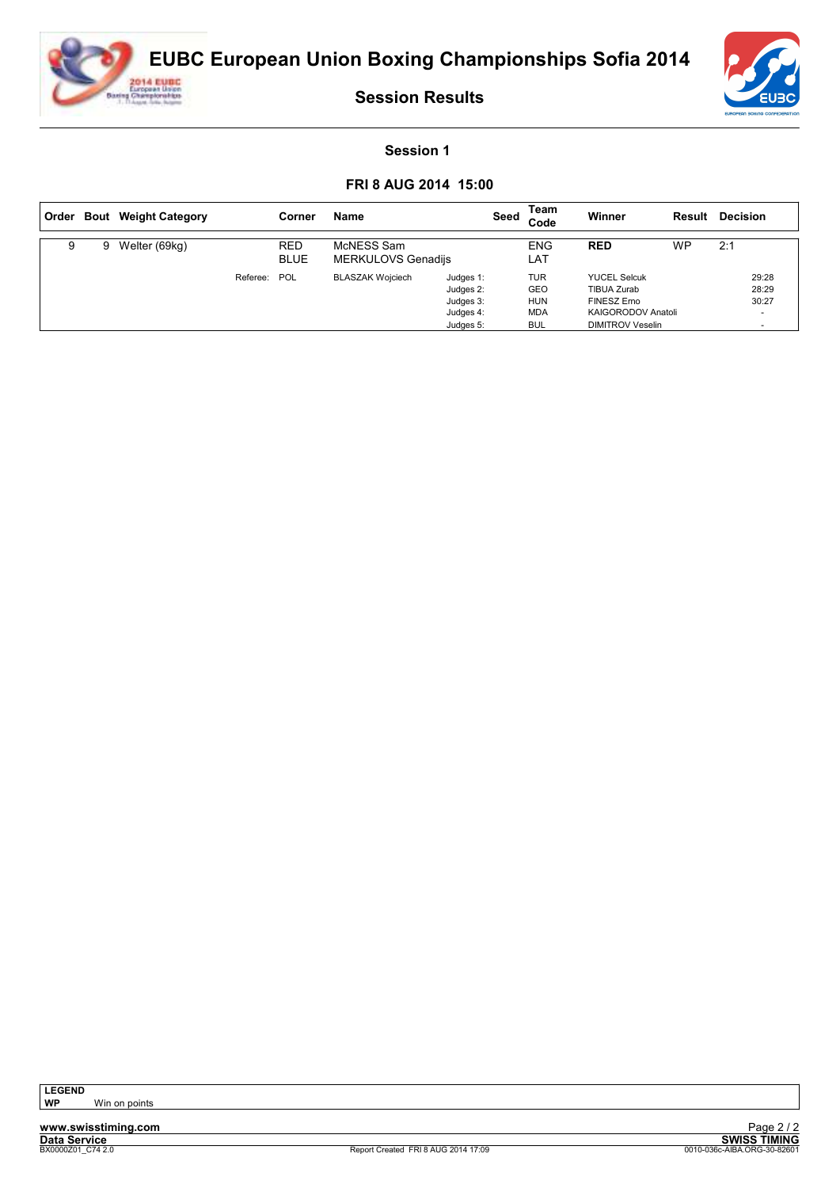# EUBC European Union Boxing Championships Sofia 2014

## Session Results

### Session 1

### FRI 8 AUG 2014 15:00

| Order | Bout | Weight Category | Corner | Name | Seed | Team Code | Winner | Result | Decision |
|---|---|---|---|---|---|---|---|---|---|
| 9 | 9 | Welter (69kg) | RED<br>BLUE | McNESS Sam<br>MERKULOVS Genadijs | | ENG<br>LAT | **RED** | WP | 2:1 |
| | | Referee: | POL | BLASZAK Wojciech | Judges 1: | TUR | YUCEL Selcuk | | 29:28 |
| | | | | | Judges 2: | GEO | TIBUA Zurab | | 28:29 |
| | | | | | Judges 3: | HUN | FINESZ Erno | | 30:27 |
| | | | | | Judges 4: | MDA | KAIGORODOV Anatoli | | - |
| | | | | | Judges 5: | BUL | DIMITROV Veselin | | - |

**LEGEND**

**WP** Win on points

www.swisstiming.com

Data Service

BX0000Z01_C74 2.0

Report Created FRI 8 AUG 2014 17:09

SWISS TIMING

0010-036c-AIBA.ORG-30-82601